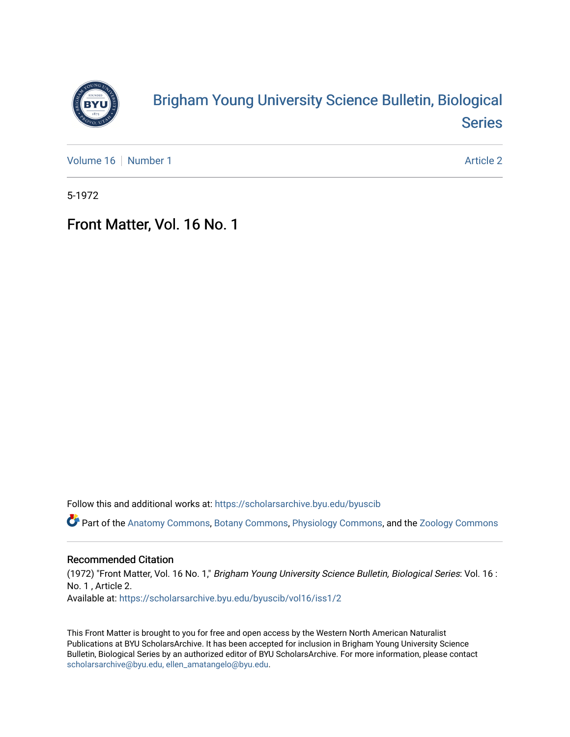# Brigham Young University Science Bulletin, Biological Series

Volume 16 | Number 1 | Article 2

5-1972

## Front Matter, Vol. 16 No. 1

Follow this and additional works at: https://scholarsarchive.byu.edu/byuscib

Part of the Anatomy Commons, Botany Commons, Physiology Commons, and the Zoology Commons

### Recommended Citation

(1972) "Front Matter, Vol. 16 No. 1," *Brigham Young University Science Bulletin, Biological Series*: Vol. 16 : No. 1 , Article 2.
Available at: https://scholarsarchive.byu.edu/byuscib/vol16/iss1/2

This Front Matter is brought to you for free and open access by the Western North American Naturalist Publications at BYU ScholarsArchive. It has been accepted for inclusion in Brigham Young University Science Bulletin, Biological Series by an authorized editor of BYU ScholarsArchive. For more information, please contact scholarsarchive@byu.edu, ellen_amatangelo@byu.edu.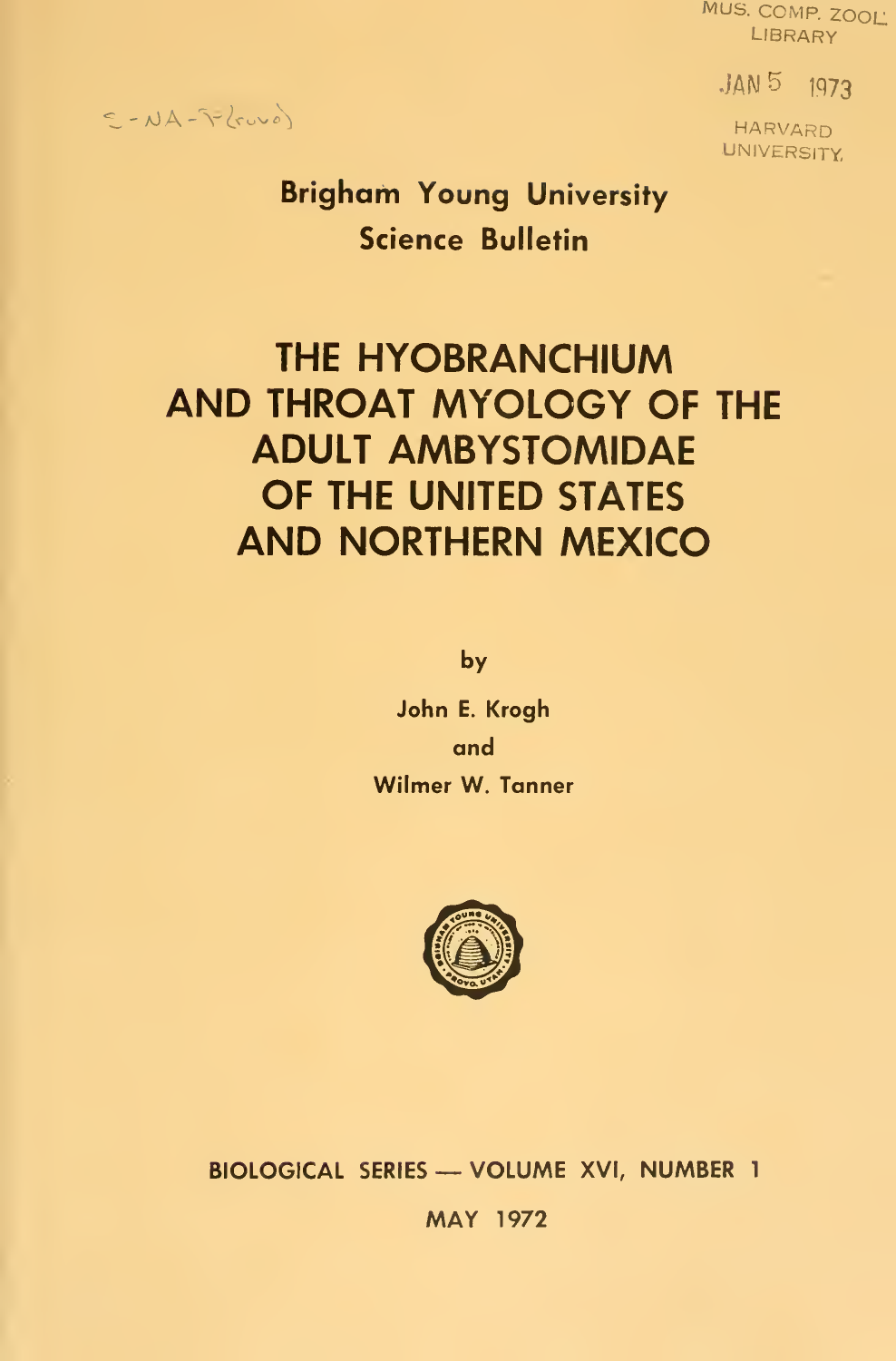MUS. COMP. ZOOL. LIBRARY

JAN 5 1973

HARVARD UNIVERSITY

S-NA-F(rovo)

**Brigham Young University**

**Science Bulletin**

# THE HYOBRANCHIUM AND THROAT MYOLOGY OF THE ADULT AMBYSTOMIDAE OF THE UNITED STATES AND NORTHERN MEXICO

by

**John E. Krogh**

**and**

**Wilmer W. Tanner**

**BIOLOGICAL SERIES — VOLUME XVI, NUMBER 1**

**MAY 1972**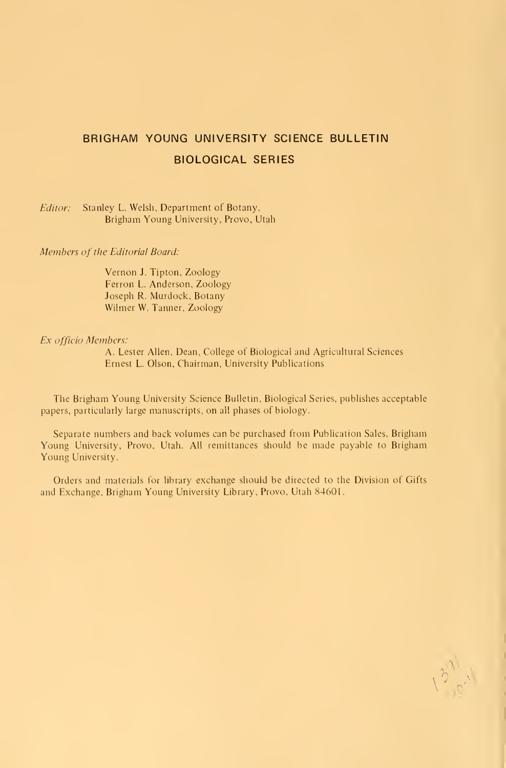# BRIGHAM YOUNG UNIVERSITY SCIENCE BULLETIN

## BIOLOGICAL SERIES

*Editor:* Stanley L. Welsh, Department of Botany, Brigham Young University, Provo, Utah

*Members of the Editorial Board:*

Vernon J. Tipton, Zoology
Ferron L. Anderson, Zoology
Joseph R. Murdock, Botany
Wilmer W. Tanner, Zoology

*Ex officio Members:*

A. Lester Allen, Dean, College of Biological and Agricultural Sciences
Ernest L. Olson, Chairman, University Publications

The Brigham Young University Science Bulletin, Biological Series, publishes acceptable papers, particularly large manuscripts, on all phases of biology.

Separate numbers and back volumes can be purchased from Publication Sales, Brigham Young University, Provo, Utah. All remittances should be made payable to Brigham Young University.

Orders and materials for library exchange should be directed to the Division of Gifts and Exchange, Brigham Young University Library, Provo, Utah 84601.